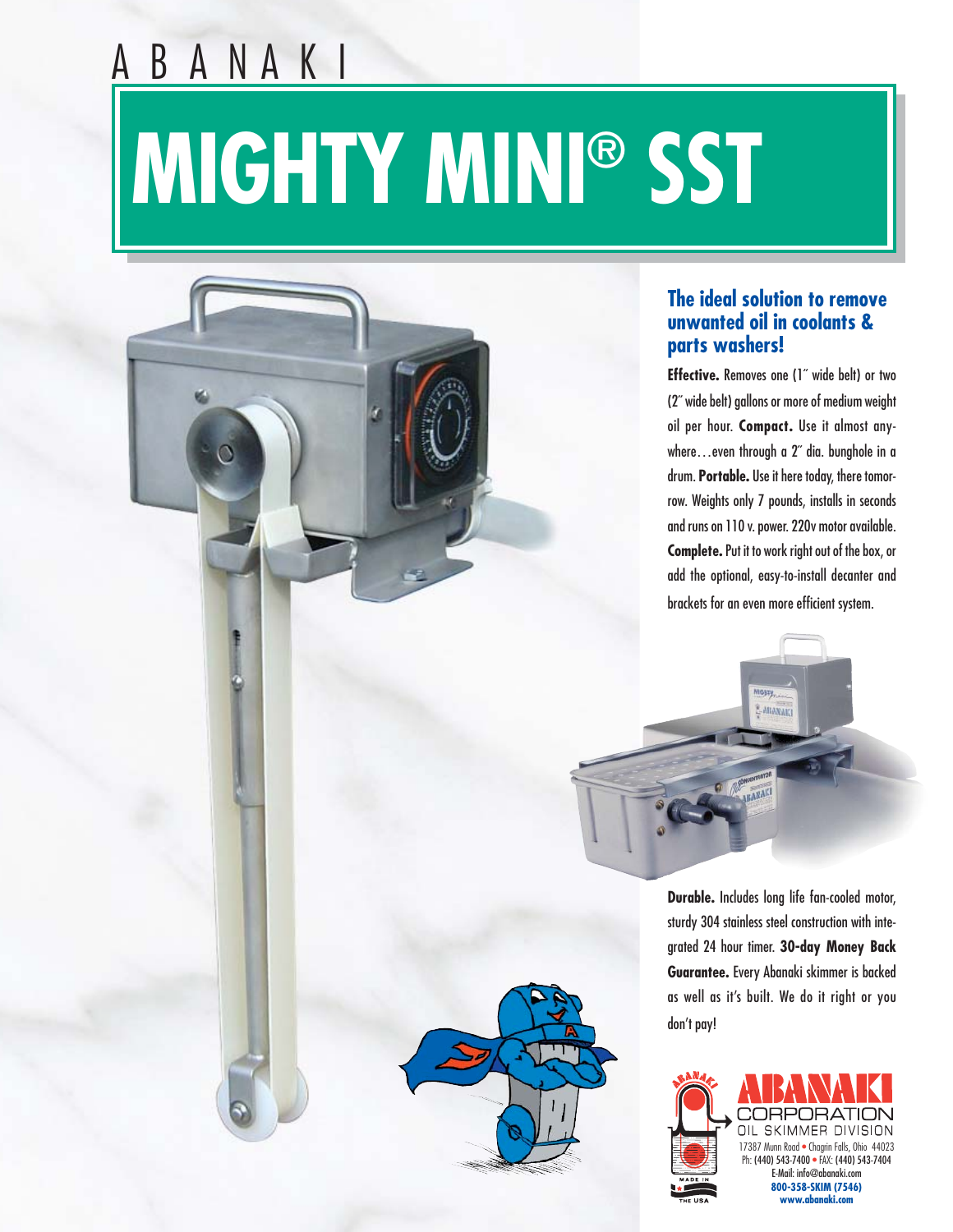ABANAKI

# MIGHTY MINI® SST

## The ideal solution to remove unwanted oil in coolants & parts washers!

**Effective.** Removes one (1˝ wide belt) or two (2˝ wide belt) gallons or more of medium weight oil per hour. **Compact.** Use it almost anywhere…even through a 2˝ dia. bunghole in a drum. **Portable.** Use it here today, there tomorrow. Weights only 7 pounds, installs in seconds and runs on 110 v. power. 220v motor available. **Complete.** Put it to work right out of the box, or add the optional, easy-to-install decanter and brackets for an even more efficient system.

**Durable.** Includes long life fan-cooled motor, sturdy 304 stainless steel construction with integrated 24 hour timer. **30-day Money Back Guarantee.** Every Abanaki skimmer is backed as well as it's built. We do it right or you don't pay!

ABANAKI CORPORATION
OIL SKIMMER DIVISION
17387 Munn Road • Chagrin Falls, Ohio 44023
Ph: (440) 543-7400 • FAX: (440) 543-7404
E-Mail: info@abanaki.com
800-358-SKIM (7546)
www.abanaki.com

MADE IN THE USA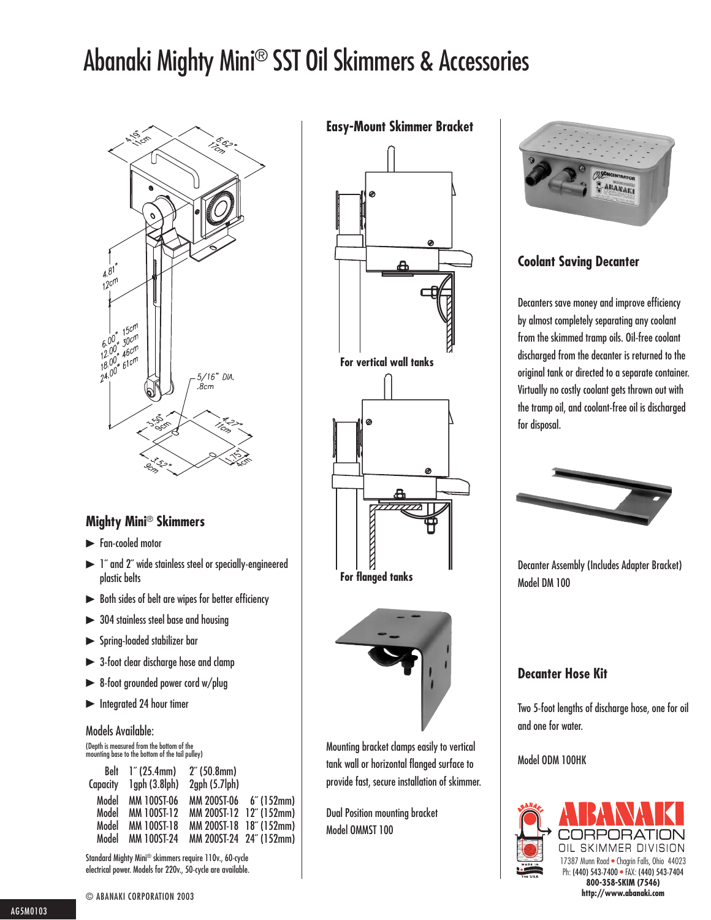# Abanaki Mighty Mini® SST Oil Skimmers & Accessories

4.19" 11cm
6.62" 17cm
4.81" 12cm
6.00" 15cm
12.00" 30cm
18.00" 46cm
24.00" 61cm
5/16" DIA. .8cm
3.50" 9cm
4.27" 11cm
3.52" 9cm
1.75" 4cm

## Mighty Mini® Skimmers

- Fan-cooled motor
- 1″ and 2″ wide stainless steel or specially-engineered plastic belts
- Both sides of belt are wipes for better efficiency
- 304 stainless steel base and housing
- Spring-loaded stabilizer bar
- 3-foot clear discharge hose and clamp
- 8-foot grounded power cord w/plug
- Integrated 24 hour timer

### Models Available:

(Depth is measured from the bottom of the mounting base to the bottom of the tail pulley)

| | | | |
|---|---|---|---|
| Belt | 1″ (25.4mm) | 2″ (50.8mm) | |
| Capacity | 1gph (3.8lph) | 2gph (5.7lph) | |
| Model | MM 100ST-06 | MM 200ST-06 | 6″ (152mm) |
| Model | MM 100ST-12 | MM 200ST-12 | 12″ (152mm) |
| Model | MM 100ST-18 | MM 200ST-18 | 18″ (152mm) |
| Model | MM 100ST-24 | MM 200ST-24 | 24″ (152mm) |

Standard Mighty Mini® skimmers require 110v., 60-cycle electrical power. Models for 220v., 50-cycle are available.

## Easy-Mount Skimmer Bracket

**For vertical wall tanks**

**For flanged tanks**

Mounting bracket clamps easily to vertical tank wall or horizontal flanged surface to provide fast, secure installation of skimmer.

Dual Position mounting bracket
Model OMMST 100

## Coolant Saving Decanter

Decanters save money and improve efficiency by almost completely separating any coolant from the skimmed tramp oils. Oil-free coolant discharged from the decanter is returned to the original tank or directed to a separate container. Virtually no costly coolant gets thrown out with the tramp oil, and coolant-free oil is discharged for disposal.

Decanter Assembly (Includes Adapter Bracket)
Model DM 100

## Decanter Hose Kit

Two 5-foot lengths of discharge hose, one for oil and one for water.

Model ODM 100HK

ABANAKI CORPORATION
OIL SKIMMER DIVISION
17387 Munn Road • Chagrin Falls, Ohio 44023
Ph: (440) 543-7400 • FAX: (440) 543-7404
**800-358-SKIM (7546)**
**http://www.abanaki.com**

© ABANAKI CORPORATION 2003

AG5M0103